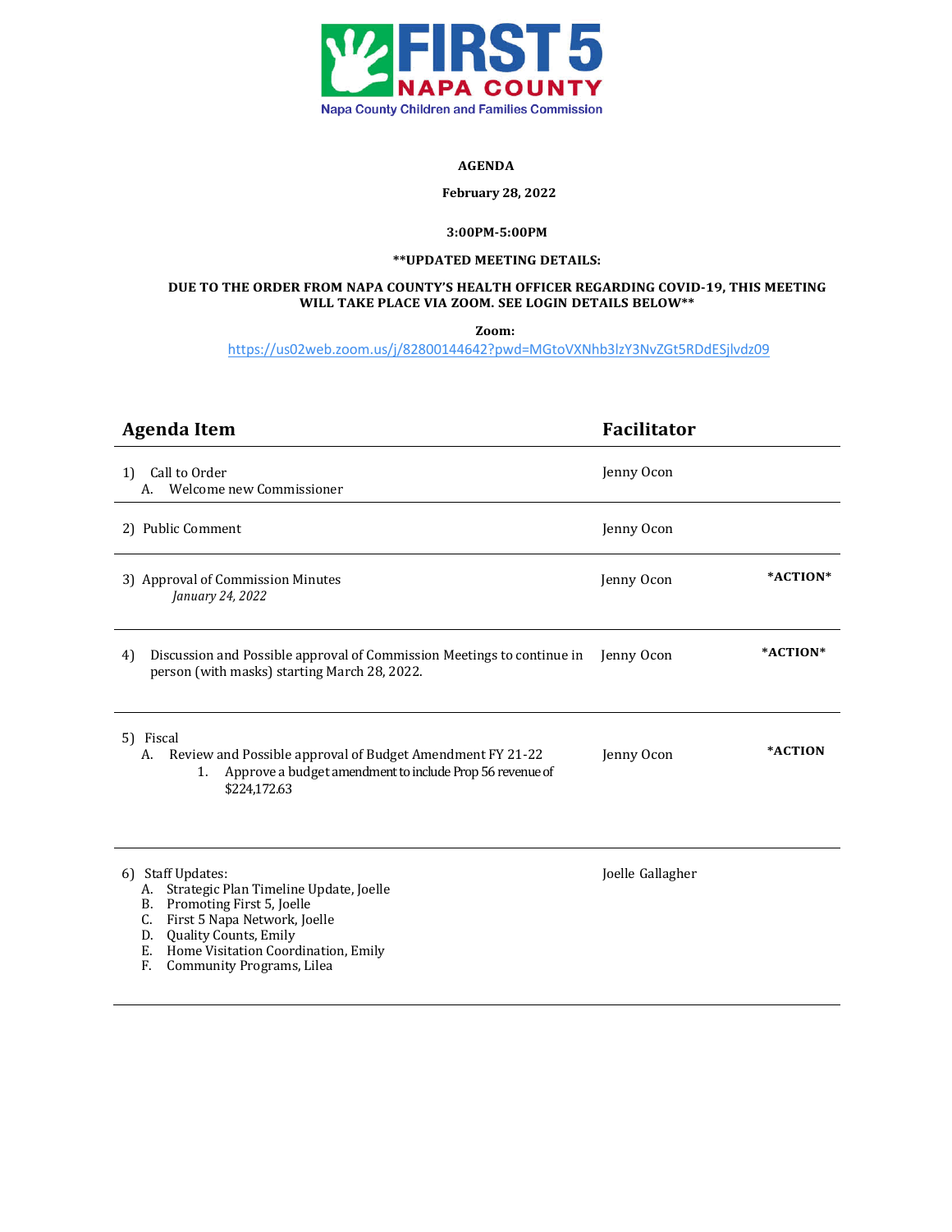**FIRST 5 NAPA COUNTY**

Napa County Children and Families Commission

**AGENDA**

**February 28, 2022**

**3:00PM-5:00PM**

**UPDATED MEETING DETAILS:**

**DUE TO THE ORDER FROM NAPA COUNTY'S HEALTH OFFICER REGARDING COVID-19, THIS MEETING WILL TAKE PLACE VIA ZOOM. SEE LOGIN DETAILS BELOW**

**Zoom:**

https://us02web.zoom.us/j/82800144642?pwd=MGtoVXNhb3lzY3NvZGt5RDdESjlvdz09

| Agenda Item | Facilitator | |
|---|---|---|
| 1) Call to Order<br>A. Welcome new Commissioner | Jenny Ocon | |
| 2) Public Comment | Jenny Ocon | |
| 3) Approval of Commission Minutes<br>*January 24, 2022* | Jenny Ocon | *ACTION* |
| 4) Discussion and Possible approval of Commission Meetings to continue in person (with masks) starting March 28, 2022. | Jenny Ocon | *ACTION* |
| 5) Fiscal<br>A. Review and Possible approval of Budget Amendment FY 21-22<br>1. Approve a budget amendment to include Prop 56 revenue of $224,172.63 | Jenny Ocon | *ACTION |
| 6) Staff Updates:<br>A. Strategic Plan Timeline Update, Joelle<br>B. Promoting First 5, Joelle<br>C. First 5 Napa Network, Joelle<br>D. Quality Counts, Emily<br>E. Home Visitation Coordination, Emily<br>F. Community Programs, Lilea | Joelle Gallagher | |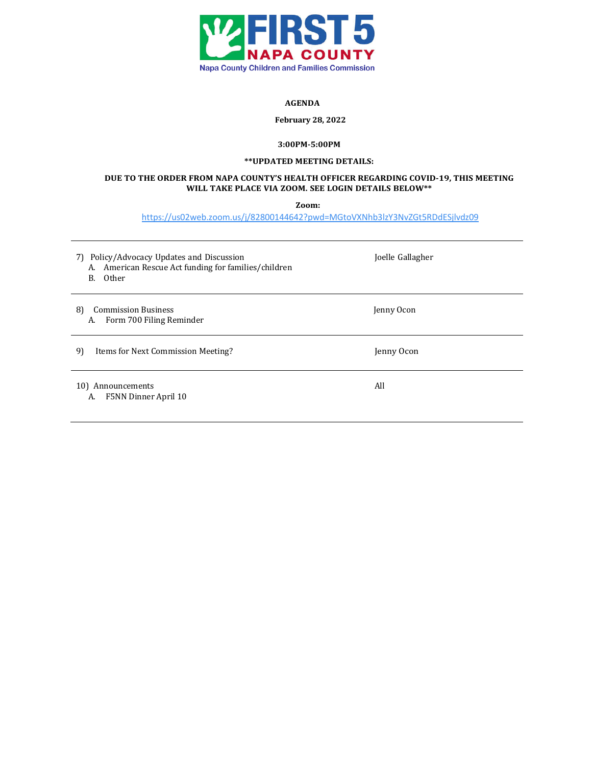FIRST 5 NAPA COUNTY

Napa County Children and Families Commission

**AGENDA**

**February 28, 2022**

**3:00PM-5:00PM**

****UPDATED MEETING DETAILS:**

**DUE TO THE ORDER FROM NAPA COUNTY'S HEALTH OFFICER REGARDING COVID-19, THIS MEETING WILL TAKE PLACE VIA ZOOM. SEE LOGIN DETAILS BELOW****

**Zoom:**

https://us02web.zoom.us/j/82800144642?pwd=MGtoVXNhb3lzY3NvZGt5RDdESjlvdz09

| | |
|---|---|
| 7) Policy/Advocacy Updates and Discussion<br>A. American Rescue Act funding for families/children<br>B. Other | Joelle Gallagher |
| 8) Commission Business<br>A. Form 700 Filing Reminder | Jenny Ocon |
| 9) Items for Next Commission Meeting? | Jenny Ocon |
| 10) Announcements<br>A. F5NN Dinner April 10 | All |